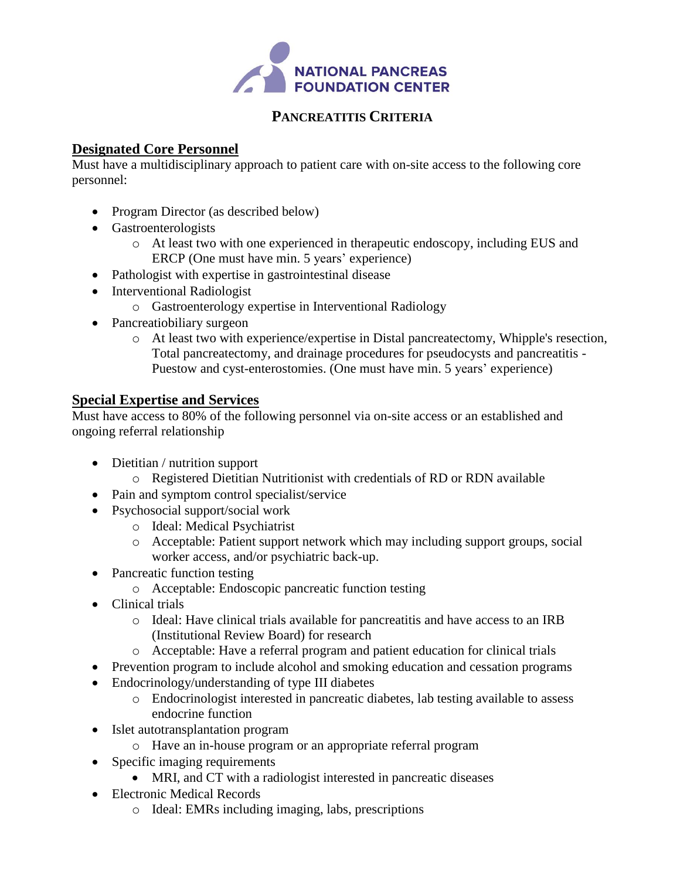NATIONAL PANCREAS FOUNDATION CENTER

# PANCREATITIS CRITERIA

## Designated Core Personnel

Must have a multidisciplinary approach to patient care with on-site access to the following core personnel:

- Program Director (as described below)
- Gastroenterologists
  - At least two with one experienced in therapeutic endoscopy, including EUS and ERCP (One must have min. 5 years' experience)
- Pathologist with expertise in gastrointestinal disease
- Interventional Radiologist
  - Gastroenterology expertise in Interventional Radiology
- Pancreatiobiliary surgeon
  - At least two with experience/expertise in Distal pancreatectomy, Whipple's resection, Total pancreatectomy, and drainage procedures for pseudocysts and pancreatitis - Puestow and cyst-enterostomies. (One must have min. 5 years' experience)

## Special Expertise and Services

Must have access to 80% of the following personnel via on-site access or an established and ongoing referral relationship

- Dietitian / nutrition support
  - Registered Dietitian Nutritionist with credentials of RD or RDN available
- Pain and symptom control specialist/service
- Psychosocial support/social work
  - Ideal: Medical Psychiatrist
  - Acceptable: Patient support network which may including support groups, social worker access, and/or psychiatric back-up.
- Pancreatic function testing
  - Acceptable: Endoscopic pancreatic function testing
- Clinical trials
  - Ideal: Have clinical trials available for pancreatitis and have access to an IRB (Institutional Review Board) for research
  - Acceptable: Have a referral program and patient education for clinical trials
- Prevention program to include alcohol and smoking education and cessation programs
- Endocrinology/understanding of type III diabetes
  - Endocrinologist interested in pancreatic diabetes, lab testing available to assess endocrine function
- Islet autotransplantation program
  - Have an in-house program or an appropriate referral program
- Specific imaging requirements
  - MRI, and CT with a radiologist interested in pancreatic diseases
- Electronic Medical Records
  - Ideal: EMRs including imaging, labs, prescriptions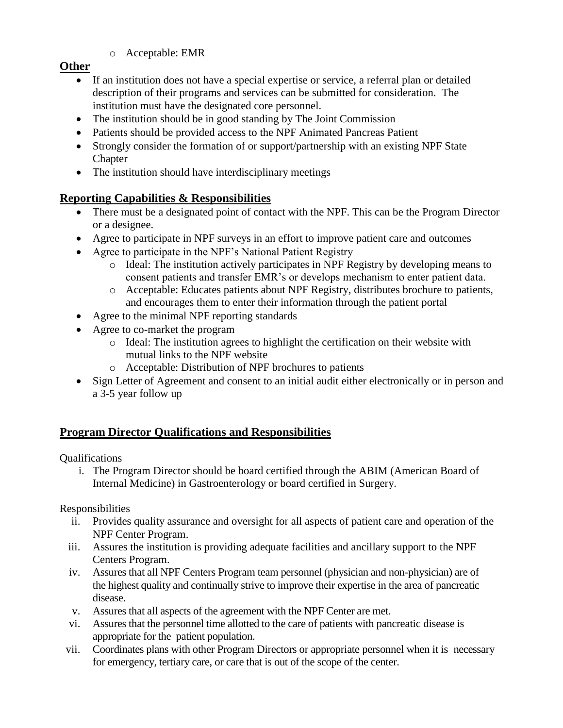- Acceptable: EMR

## Other

- If an institution does not have a special expertise or service, a referral plan or detailed description of their programs and services can be submitted for consideration. The institution must have the designated core personnel.
- The institution should be in good standing by The Joint Commission
- Patients should be provided access to the NPF Animated Pancreas Patient
- Strongly consider the formation of or support/partnership with an existing NPF State Chapter
- The institution should have interdisciplinary meetings

## Reporting Capabilities & Responsibilities

- There must be a designated point of contact with the NPF. This can be the Program Director or a designee.
- Agree to participate in NPF surveys in an effort to improve patient care and outcomes
- Agree to participate in the NPF's National Patient Registry
  - Ideal: The institution actively participates in NPF Registry by developing means to consent patients and transfer EMR's or develops mechanism to enter patient data.
  - Acceptable: Educates patients about NPF Registry, distributes brochure to patients, and encourages them to enter their information through the patient portal
- Agree to the minimal NPF reporting standards
- Agree to co-market the program
  - Ideal: The institution agrees to highlight the certification on their website with mutual links to the NPF website
  - Acceptable: Distribution of NPF brochures to patients
- Sign Letter of Agreement and consent to an initial audit either electronically or in person and a 3-5 year follow up

## Program Director Qualifications and Responsibilities

Qualifications

i. The Program Director should be board certified through the ABIM (American Board of Internal Medicine) in Gastroenterology or board certified in Surgery.

Responsibilities

ii. Provides quality assurance and oversight for all aspects of patient care and operation of the NPF Center Program.

iii. Assures the institution is providing adequate facilities and ancillary support to the NPF Centers Program.

iv. Assures that all NPF Centers Program team personnel (physician and non-physician) are of the highest quality and continually strive to improve their expertise in the area of pancreatic disease.

v. Assures that all aspects of the agreement with the NPF Center are met.

vi. Assures that the personnel time allotted to the care of patients with pancreatic disease is appropriate for the patient population.

vii. Coordinates plans with other Program Directors or appropriate personnel when it is necessary for emergency, tertiary care, or care that is out of the scope of the center.